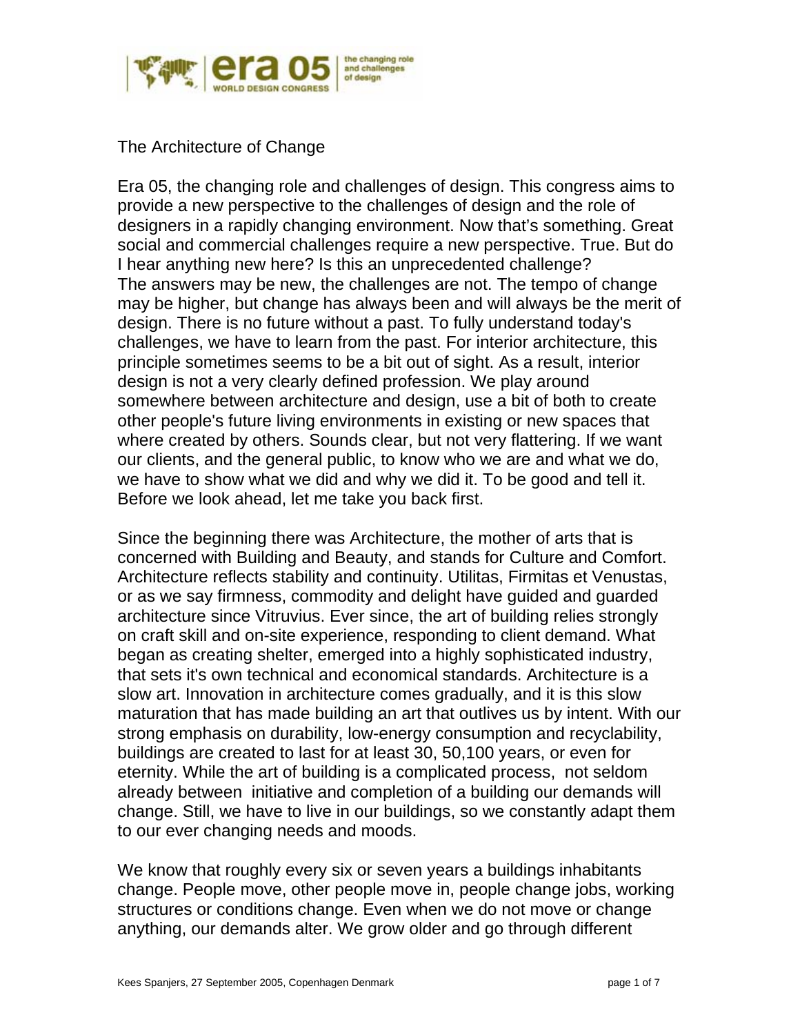# The Architecture of Change

Era 05, the changing role and challenges of design. This congress aims to provide a new perspective to the challenges of design and the role of designers in a rapidly changing environment. Now that's something. Great social and commercial challenges require a new perspective. True. But do I hear anything new here? Is this an unprecedented challenge?
The answers may be new, the challenges are not. The tempo of change may be higher, but change has always been and will always be the merit of design. There is no future without a past. To fully understand today's challenges, we have to learn from the past. For interior architecture, this principle sometimes seems to be a bit out of sight. As a result, interior design is not a very clearly defined profession. We play around somewhere between architecture and design, use a bit of both to create other people's future living environments in existing or new spaces that where created by others. Sounds clear, but not very flattering. If we want our clients, and the general public, to know who we are and what we do, we have to show what we did and why we did it. To be good and tell it. Before we look ahead, let me take you back first.

Since the beginning there was Architecture, the mother of arts that is concerned with Building and Beauty, and stands for Culture and Comfort. Architecture reflects stability and continuity. Utilitas, Firmitas et Venustas, or as we say firmness, commodity and delight have guided and guarded architecture since Vitruvius. Ever since, the art of building relies strongly on craft skill and on-site experience, responding to client demand. What began as creating shelter, emerged into a highly sophisticated industry, that sets it's own technical and economical standards. Architecture is a slow art. Innovation in architecture comes gradually, and it is this slow maturation that has made building an art that outlives us by intent. With our strong emphasis on durability, low-energy consumption and recyclability, buildings are created to last for at least 30, 50,100 years, or even for eternity. While the art of building is a complicated process, not seldom already between initiative and completion of a building our demands will change. Still, we have to live in our buildings, so we constantly adapt them to our ever changing needs and moods.

We know that roughly every six or seven years a buildings inhabitants change. People move, other people move in, people change jobs, working structures or conditions change. Even when we do not move or change anything, our demands alter. We grow older and go through different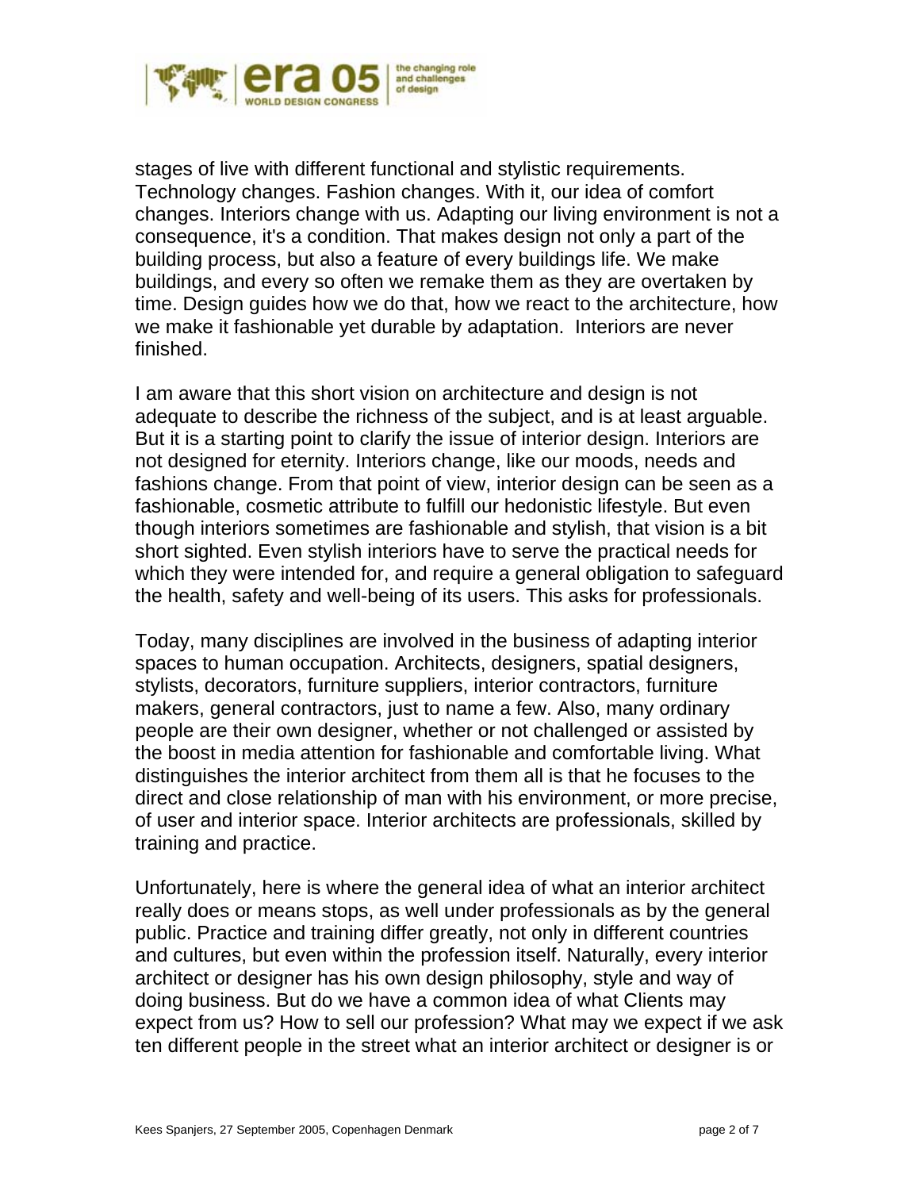stages of live with different functional and stylistic requirements. Technology changes. Fashion changes. With it, our idea of comfort changes. Interiors change with us. Adapting our living environment is not a consequence, it's a condition. That makes design not only a part of the building process, but also a feature of every buildings life. We make buildings, and every so often we remake them as they are overtaken by time. Design guides how we do that, how we react to the architecture, how we make it fashionable yet durable by adaptation.  Interiors are never finished.

I am aware that this short vision on architecture and design is not adequate to describe the richness of the subject, and is at least arguable. But it is a starting point to clarify the issue of interior design. Interiors are not designed for eternity. Interiors change, like our moods, needs and fashions change. From that point of view, interior design can be seen as a fashionable, cosmetic attribute to fulfill our hedonistic lifestyle. But even though interiors sometimes are fashionable and stylish, that vision is a bit short sighted. Even stylish interiors have to serve the practical needs for which they were intended for, and require a general obligation to safeguard the health, safety and well-being of its users. This asks for professionals.

Today, many disciplines are involved in the business of adapting interior spaces to human occupation. Architects, designers, spatial designers, stylists, decorators, furniture suppliers, interior contractors, furniture makers, general contractors, just to name a few. Also, many ordinary people are their own designer, whether or not challenged or assisted by the boost in media attention for fashionable and comfortable living. What distinguishes the interior architect from them all is that he focuses to the direct and close relationship of man with his environment, or more precise, of user and interior space. Interior architects are professionals, skilled by training and practice.

Unfortunately, here is where the general idea of what an interior architect really does or means stops, as well under professionals as by the general public. Practice and training differ greatly, not only in different countries and cultures, but even within the profession itself. Naturally, every interior architect or designer has his own design philosophy, style and way of doing business. But do we have a common idea of what Clients may expect from us? How to sell our profession? What may we expect if we ask ten different people in the street what an interior architect or designer is or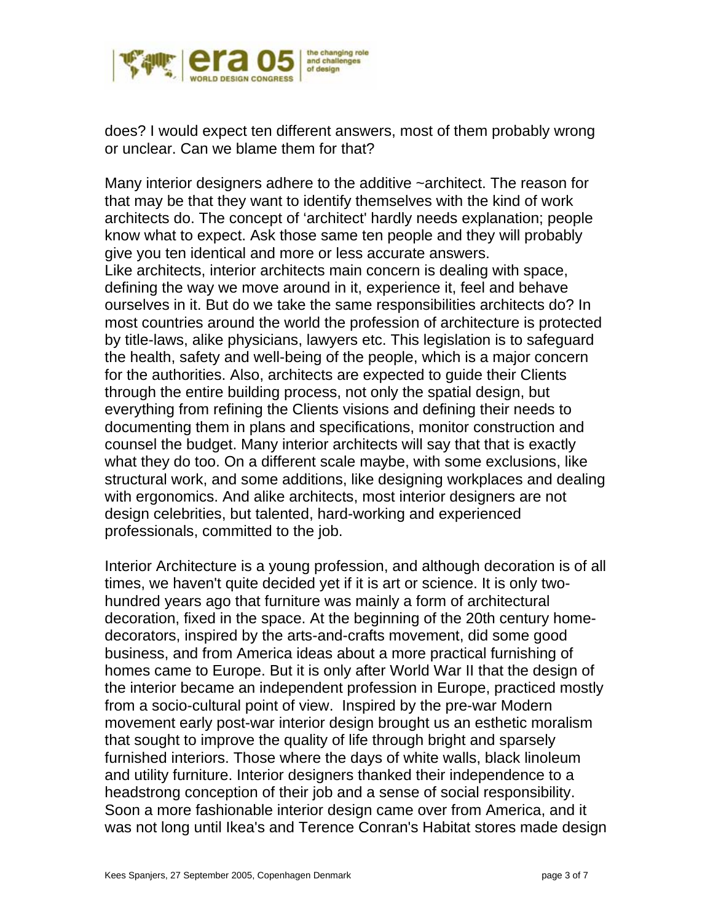does? I would expect ten different answers, most of them probably wrong or unclear. Can we blame them for that?

Many interior designers adhere to the additive ~architect. The reason for that may be that they want to identify themselves with the kind of work architects do. The concept of 'architect' hardly needs explanation; people know what to expect. Ask those same ten people and they will probably give you ten identical and more or less accurate answers.
Like architects, interior architects main concern is dealing with space, defining the way we move around in it, experience it, feel and behave ourselves in it. But do we take the same responsibilities architects do? In most countries around the world the profession of architecture is protected by title-laws, alike physicians, lawyers etc. This legislation is to safeguard the health, safety and well-being of the people, which is a major concern for the authorities. Also, architects are expected to guide their Clients through the entire building process, not only the spatial design, but everything from refining the Clients visions and defining their needs to documenting them in plans and specifications, monitor construction and counsel the budget. Many interior architects will say that that is exactly what they do too. On a different scale maybe, with some exclusions, like structural work, and some additions, like designing workplaces and dealing with ergonomics. And alike architects, most interior designers are not design celebrities, but talented, hard-working and experienced professionals, committed to the job.

Interior Architecture is a young profession, and although decoration is of all times, we haven't quite decided yet if it is art or science. It is only two-hundred years ago that furniture was mainly a form of architectural decoration, fixed in the space. At the beginning of the 20th century home-decorators, inspired by the arts-and-crafts movement, did some good business, and from America ideas about a more practical furnishing of homes came to Europe. But it is only after World War II that the design of the interior became an independent profession in Europe, practiced mostly from a socio-cultural point of view. Inspired by the pre-war Modern movement early post-war interior design brought us an esthetic moralism that sought to improve the quality of life through bright and sparsely furnished interiors. Those where the days of white walls, black linoleum and utility furniture. Interior designers thanked their independence to a headstrong conception of their job and a sense of social responsibility. Soon a more fashionable interior design came over from America, and it was not long until Ikea's and Terence Conran's Habitat stores made design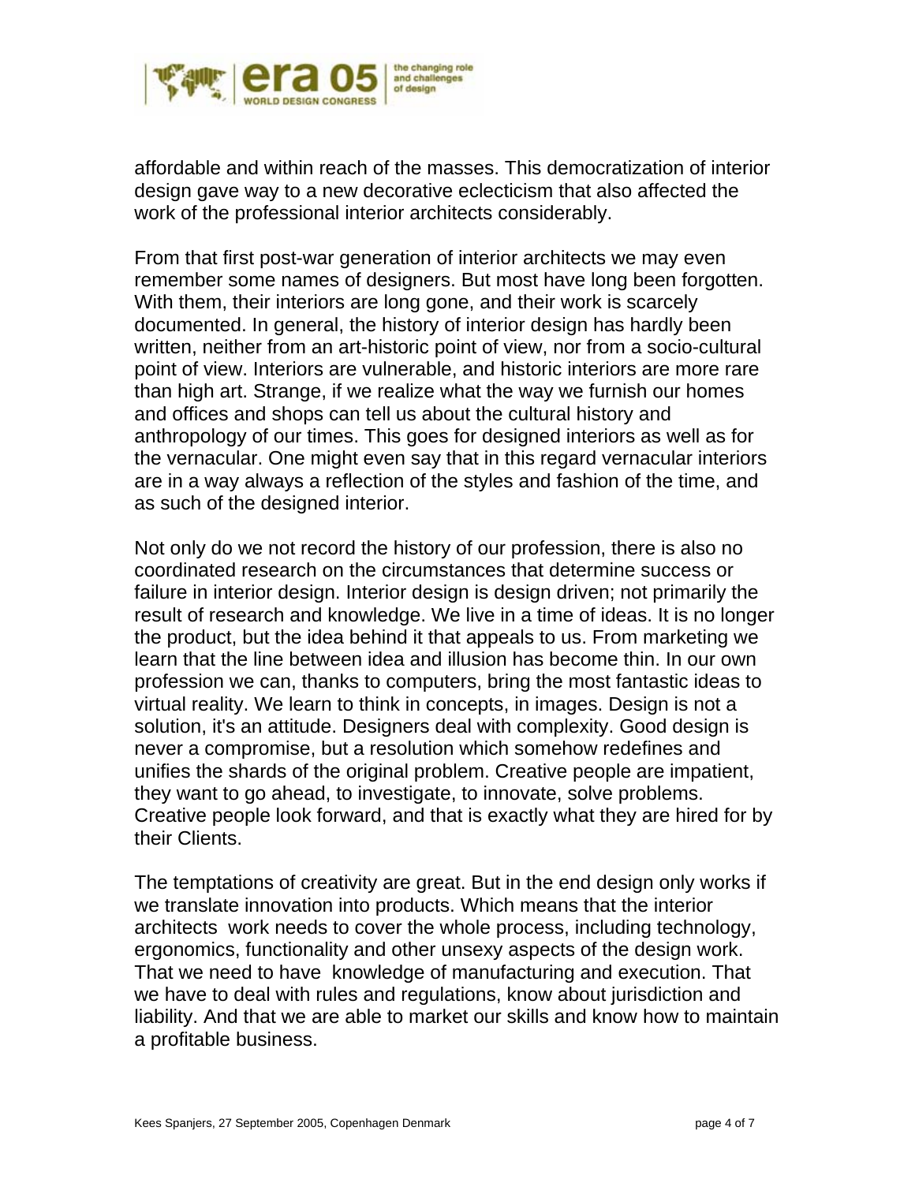affordable and within reach of the masses. This democratization of interior design gave way to a new decorative eclecticism that also affected the work of the professional interior architects considerably.

From that first post-war generation of interior architects we may even remember some names of designers. But most have long been forgotten. With them, their interiors are long gone, and their work is scarcely documented. In general, the history of interior design has hardly been written, neither from an art-historic point of view, nor from a socio-cultural point of view. Interiors are vulnerable, and historic interiors are more rare than high art. Strange, if we realize what the way we furnish our homes and offices and shops can tell us about the cultural history and anthropology of our times. This goes for designed interiors as well as for the vernacular. One might even say that in this regard vernacular interiors are in a way always a reflection of the styles and fashion of the time, and as such of the designed interior.

Not only do we not record the history of our profession, there is also no coordinated research on the circumstances that determine success or failure in interior design. Interior design is design driven; not primarily the result of research and knowledge. We live in a time of ideas. It is no longer the product, but the idea behind it that appeals to us. From marketing we learn that the line between idea and illusion has become thin. In our own profession we can, thanks to computers, bring the most fantastic ideas to virtual reality. We learn to think in concepts, in images. Design is not a solution, it's an attitude. Designers deal with complexity. Good design is never a compromise, but a resolution which somehow redefines and unifies the shards of the original problem. Creative people are impatient, they want to go ahead, to investigate, to innovate, solve problems. Creative people look forward, and that is exactly what they are hired for by their Clients.

The temptations of creativity are great. But in the end design only works if we translate innovation into products. Which means that the interior architects work needs to cover the whole process, including technology, ergonomics, functionality and other unsexy aspects of the design work. That we need to have knowledge of manufacturing and execution. That we have to deal with rules and regulations, know about jurisdiction and liability. And that we are able to market our skills and know how to maintain a profitable business.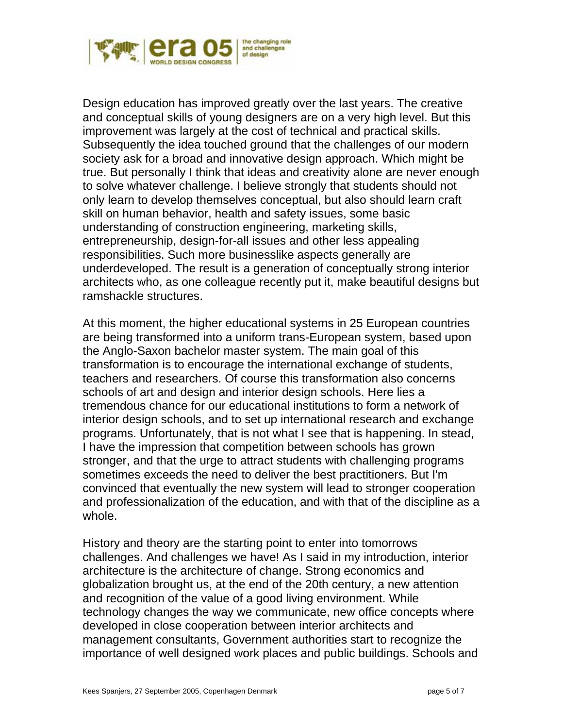Design education has improved greatly over the last years. The creative and conceptual skills of young designers are on a very high level. But this improvement was largely at the cost of technical and practical skills. Subsequently the idea touched ground that the challenges of our modern society ask for a broad and innovative design approach. Which might be true. But personally I think that ideas and creativity alone are never enough to solve whatever challenge. I believe strongly that students should not only learn to develop themselves conceptual, but also should learn craft skill on human behavior, health and safety issues, some basic understanding of construction engineering, marketing skills, entrepreneurship, design-for-all issues and other less appealing responsibilities. Such more businesslike aspects generally are underdeveloped. The result is a generation of conceptually strong interior architects who, as one colleague recently put it, make beautiful designs but ramshackle structures.

At this moment, the higher educational systems in 25 European countries are being transformed into a uniform trans-European system, based upon the Anglo-Saxon bachelor master system. The main goal of this transformation is to encourage the international exchange of students, teachers and researchers. Of course this transformation also concerns schools of art and design and interior design schools. Here lies a tremendous chance for our educational institutions to form a network of interior design schools, and to set up international research and exchange programs. Unfortunately, that is not what I see that is happening. In stead, I have the impression that competition between schools has grown stronger, and that the urge to attract students with challenging programs sometimes exceeds the need to deliver the best practitioners. But I'm convinced that eventually the new system will lead to stronger cooperation and professionalization of the education, and with that of the discipline as a whole.

History and theory are the starting point to enter into tomorrows challenges. And challenges we have! As I said in my introduction, interior architecture is the architecture of change. Strong economics and globalization brought us, at the end of the 20th century, a new attention and recognition of the value of a good living environment. While technology changes the way we communicate, new office concepts where developed in close cooperation between interior architects and management consultants, Government authorities start to recognize the importance of well designed work places and public buildings. Schools and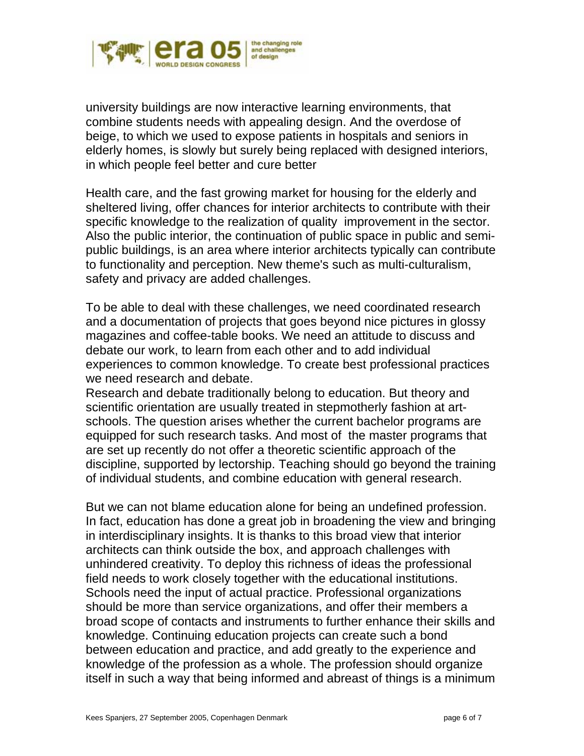university buildings are now interactive learning environments, that combine students needs with appealing design. And the overdose of beige, to which we used to expose patients in hospitals and seniors in elderly homes, is slowly but surely being replaced with designed interiors, in which people feel better and cure better

Health care, and the fast growing market for housing for the elderly and sheltered living, offer chances for interior architects to contribute with their specific knowledge to the realization of quality improvement in the sector. Also the public interior, the continuation of public space in public and semi-public buildings, is an area where interior architects typically can contribute to functionality and perception. New theme's such as multi-culturalism, safety and privacy are added challenges.

To be able to deal with these challenges, we need coordinated research and a documentation of projects that goes beyond nice pictures in glossy magazines and coffee-table books. We need an attitude to discuss and debate our work, to learn from each other and to add individual experiences to common knowledge. To create best professional practices we need research and debate.

Research and debate traditionally belong to education. But theory and scientific orientation are usually treated in stepmotherly fashion at art-schools. The question arises whether the current bachelor programs are equipped for such research tasks. And most of the master programs that are set up recently do not offer a theoretic scientific approach of the discipline, supported by lectorship. Teaching should go beyond the training of individual students, and combine education with general research.

But we can not blame education alone for being an undefined profession. In fact, education has done a great job in broadening the view and bringing in interdisciplinary insights. It is thanks to this broad view that interior architects can think outside the box, and approach challenges with unhindered creativity. To deploy this richness of ideas the professional field needs to work closely together with the educational institutions. Schools need the input of actual practice. Professional organizations should be more than service organizations, and offer their members a broad scope of contacts and instruments to further enhance their skills and knowledge. Continuing education projects can create such a bond between education and practice, and add greatly to the experience and knowledge of the profession as a whole. The profession should organize itself in such a way that being informed and abreast of things is a minimum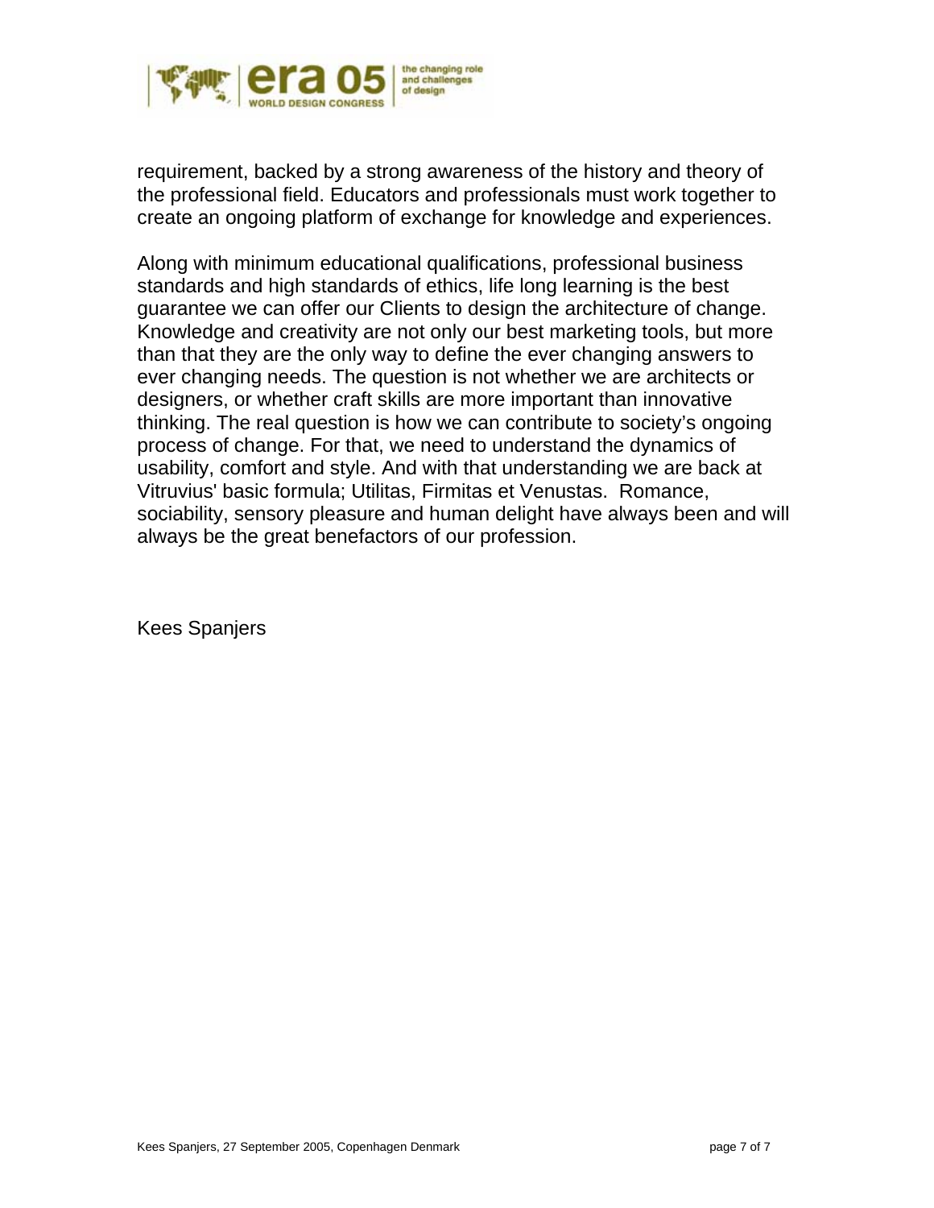requirement, backed by a strong awareness of the history and theory of the professional field. Educators and professionals must work together to create an ongoing platform of exchange for knowledge and experiences.

Along with minimum educational qualifications, professional business standards and high standards of ethics, life long learning is the best guarantee we can offer our Clients to design the architecture of change. Knowledge and creativity are not only our best marketing tools, but more than that they are the only way to define the ever changing answers to ever changing needs. The question is not whether we are architects or designers, or whether craft skills are more important than innovative thinking. The real question is how we can contribute to society's ongoing process of change. For that, we need to understand the dynamics of usability, comfort and style. And with that understanding we are back at Vitruvius' basic formula; Utilitas, Firmitas et Venustas. Romance, sociability, sensory pleasure and human delight have always been and will always be the great benefactors of our profession.

Kees Spanjers